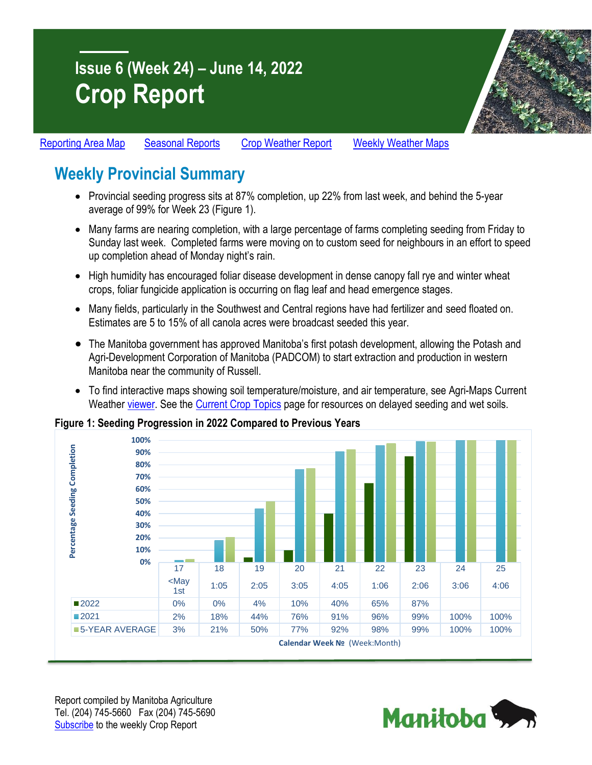# Issue 6 (Week 24) – June 14, 2022

# Crop Report

Reporting Area Map | Seasonal Reports | Crop Weather Report | Weekly Weather Maps

## Weekly Provincial Summary

- Provincial seeding progress sits at 87% completion, up 22% from last week, and behind the 5-year average of 99% for Week 23 (Figure 1).
- Many farms are nearing completion, with a large percentage of farms completing seeding from Friday to Sunday last week. Completed farms were moving on to custom seed for neighbours in an effort to speed up completion ahead of Monday night's rain.
- High humidity has encouraged foliar disease development in dense canopy fall rye and winter wheat crops, foliar fungicide application is occurring on flag leaf and head emergence stages.
- Many fields, particularly in the Southwest and Central regions have had fertilizer and seed floated on. Estimates are 5 to 15% of all canola acres were broadcast seeded this year.
- The Manitoba government has approved Manitoba's first potash development, allowing the Potash and Agri-Development Corporation of Manitoba (PADCOM) to start extraction and production in western Manitoba near the community of Russell.
- To find interactive maps showing soil temperature/moisture, and air temperature, see Agri-Maps Current Weather viewer. See the Current Crop Topics page for resources on delayed seeding and wet soils.

**Figure 1: Seeding Progression in 2022 Compared to Previous Years**

Percentage Seeding Completion

100%
90%
80%
70%
60%
50%
40%
30%
20%
10%
0%

17 <May 1st
18 1:05
19 2:05
20 3:05
21 4:05
22 1:06
23 2:06
24 3:06
25 4:06

2022: 0% 0% 4% 10% 40% 65% 87%

2021: 2% 18% 44% 76% 91% 96% 99% 100% 100%

5-YEAR AVERAGE: 3% 21% 50% 77% 92% 98% 99% 100% 100%

Calendar Week № (Week:Month)

Report compiled by Manitoba Agriculture
Tel. (204) 745-5660 Fax (204) 745-5690
Subscribe to the weekly Crop Report

Manitoba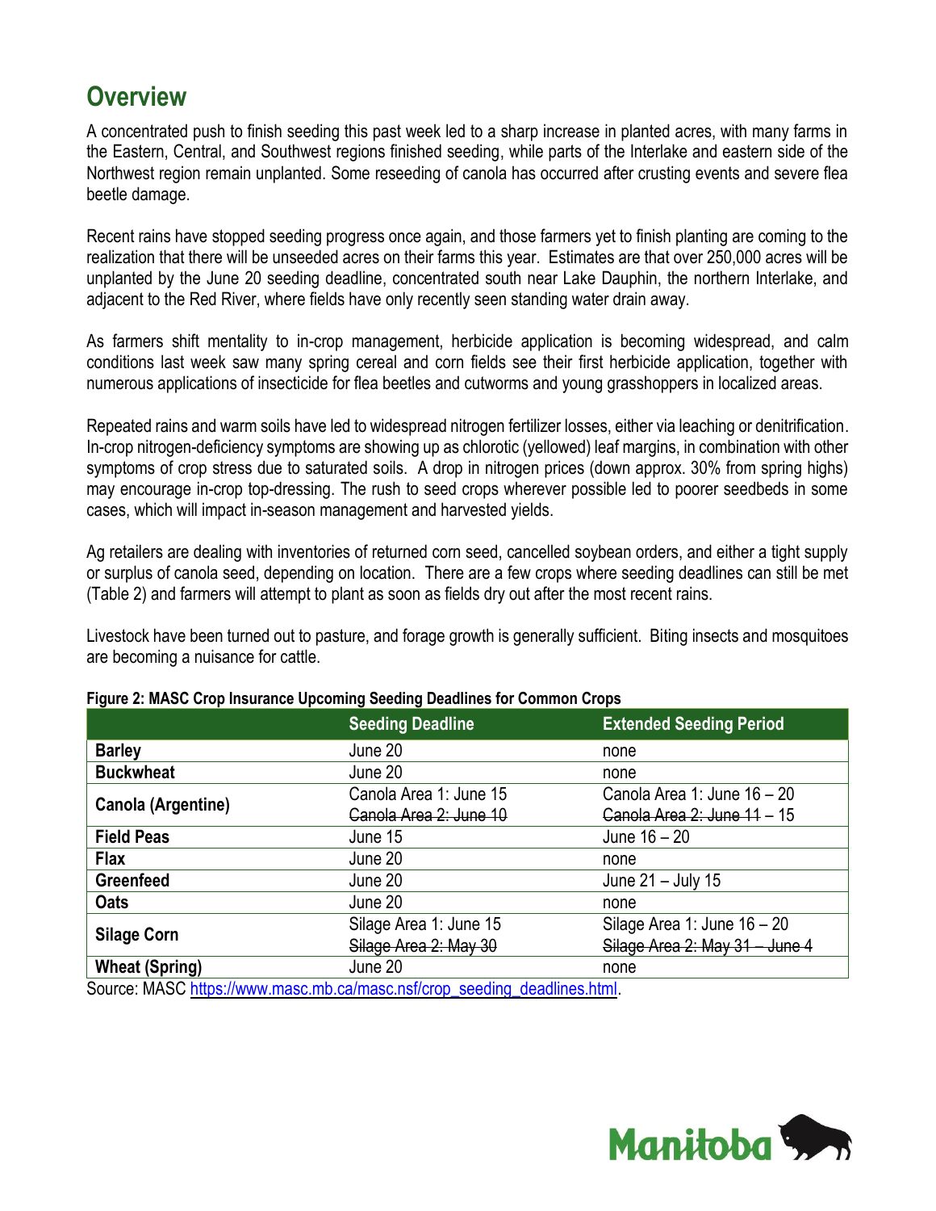## Overview

A concentrated push to finish seeding this past week led to a sharp increase in planted acres, with many farms in the Eastern, Central, and Southwest regions finished seeding, while parts of the Interlake and eastern side of the Northwest region remain unplanted. Some reseeding of canola has occurred after crusting events and severe flea beetle damage.

Recent rains have stopped seeding progress once again, and those farmers yet to finish planting are coming to the realization that there will be unseeded acres on their farms this year. Estimates are that over 250,000 acres will be unplanted by the June 20 seeding deadline, concentrated south near Lake Dauphin, the northern Interlake, and adjacent to the Red River, where fields have only recently seen standing water drain away.

As farmers shift mentality to in-crop management, herbicide application is becoming widespread, and calm conditions last week saw many spring cereal and corn fields see their first herbicide application, together with numerous applications of insecticide for flea beetles and cutworms and young grasshoppers in localized areas.

Repeated rains and warm soils have led to widespread nitrogen fertilizer losses, either via leaching or denitrification. In-crop nitrogen-deficiency symptoms are showing up as chlorotic (yellowed) leaf margins, in combination with other symptoms of crop stress due to saturated soils. A drop in nitrogen prices (down approx. 30% from spring highs) may encourage in-crop top-dressing. The rush to seed crops wherever possible led to poorer seedbeds in some cases, which will impact in-season management and harvested yields.

Ag retailers are dealing with inventories of returned corn seed, cancelled soybean orders, and either a tight supply or surplus of canola seed, depending on location. There are a few crops where seeding deadlines can still be met (Table 2) and farmers will attempt to plant as soon as fields dry out after the most recent rains.

Livestock have been turned out to pasture, and forage growth is generally sufficient. Biting insects and mosquitoes are becoming a nuisance for cattle.

**Figure 2: MASC Crop Insurance Upcoming Seeding Deadlines for Common Crops**

| | Seeding Deadline | Extended Seeding Period |
|---|---|---|
| **Barley** | June 20 | none |
| **Buckwheat** | June 20 | none |
| **Canola (Argentine)** | Canola Area 1: June 15<br>~~Canola Area 2: June 10~~ | Canola Area 1: June 16 – 20<br>~~Canola Area 2: June 11~~ – 15 |
| **Field Peas** | June 15 | June 16 – 20 |
| **Flax** | June 20 | none |
| **Greenfeed** | June 20 | June 21 – July 15 |
| **Oats** | June 20 | none |
| **Silage Corn** | Silage Area 1: June 15<br>~~Silage Area 2: May 30~~ | Silage Area 1: June 16 – 20<br>~~Silage Area 2: May 31 – June 4~~ |
| **Wheat (Spring)** | June 20 | none |

Source: MASC https://www.masc.mb.ca/masc.nsf/crop_seeding_deadlines.html.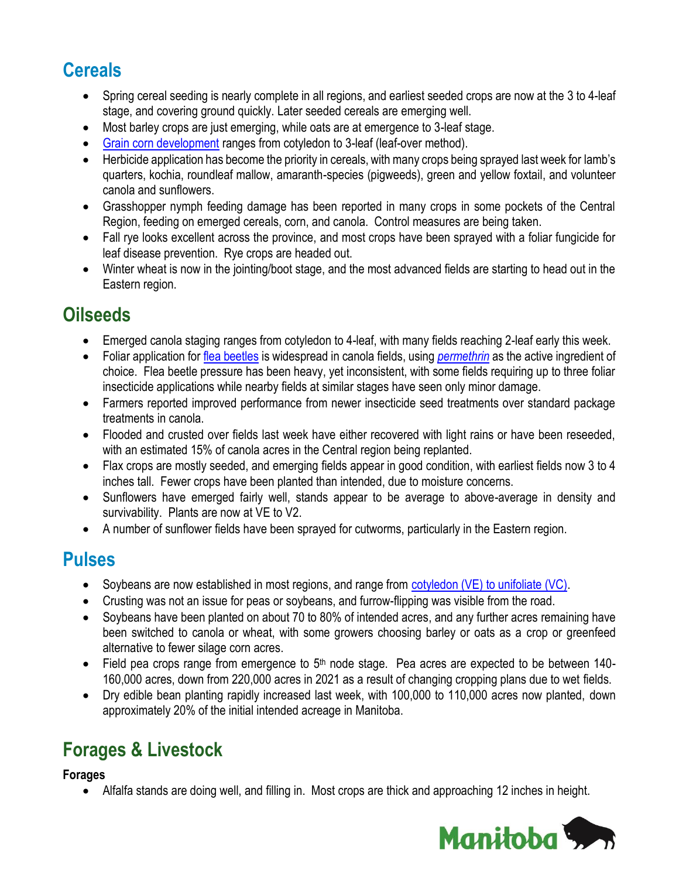## Cereals

- Spring cereal seeding is nearly complete in all regions, and earliest seeded crops are now at the 3 to 4-leaf stage, and covering ground quickly. Later seeded cereals are emerging well.
- Most barley crops are just emerging, while oats are at emergence to 3-leaf stage.
- Grain corn development ranges from cotyledon to 3-leaf (leaf-over method).
- Herbicide application has become the priority in cereals, with many crops being sprayed last week for lamb's quarters, kochia, roundleaf mallow, amaranth-species (pigweeds), green and yellow foxtail, and volunteer canola and sunflowers.
- Grasshopper nymph feeding damage has been reported in many crops in some pockets of the Central Region, feeding on emerged cereals, corn, and canola. Control measures are being taken.
- Fall rye looks excellent across the province, and most crops have been sprayed with a foliar fungicide for leaf disease prevention. Rye crops are headed out.
- Winter wheat is now in the jointing/boot stage, and the most advanced fields are starting to head out in the Eastern region.

## Oilseeds

- Emerged canola staging ranges from cotyledon to 4-leaf, with many fields reaching 2-leaf early this week.
- Foliar application for flea beetles is widespread in canola fields, using *permethrin* as the active ingredient of choice. Flea beetle pressure has been heavy, yet inconsistent, with some fields requiring up to three foliar insecticide applications while nearby fields at similar stages have seen only minor damage.
- Farmers reported improved performance from newer insecticide seed treatments over standard package treatments in canola.
- Flooded and crusted over fields last week have either recovered with light rains or have been reseeded, with an estimated 15% of canola acres in the Central region being replanted.
- Flax crops are mostly seeded, and emerging fields appear in good condition, with earliest fields now 3 to 4 inches tall. Fewer crops have been planted than intended, due to moisture concerns.
- Sunflowers have emerged fairly well, stands appear to be average to above-average in density and survivability. Plants are now at VE to V2.
- A number of sunflower fields have been sprayed for cutworms, particularly in the Eastern region.

## Pulses

- Soybeans are now established in most regions, and range from cotyledon (VE) to unifoliate (VC).
- Crusting was not an issue for peas or soybeans, and furrow-flipping was visible from the road.
- Soybeans have been planted on about 70 to 80% of intended acres, and any further acres remaining have been switched to canola or wheat, with some growers choosing barley or oats as a crop or greenfeed alternative to fewer silage corn acres.
- Field pea crops range from emergence to 5th node stage. Pea acres are expected to be between 140-160,000 acres, down from 220,000 acres in 2021 as a result of changing cropping plans due to wet fields.
- Dry edible bean planting rapidly increased last week, with 100,000 to 110,000 acres now planted, down approximately 20% of the initial intended acreage in Manitoba.

## Forages & Livestock

**Forages**

- Alfalfa stands are doing well, and filling in. Most crops are thick and approaching 12 inches in height.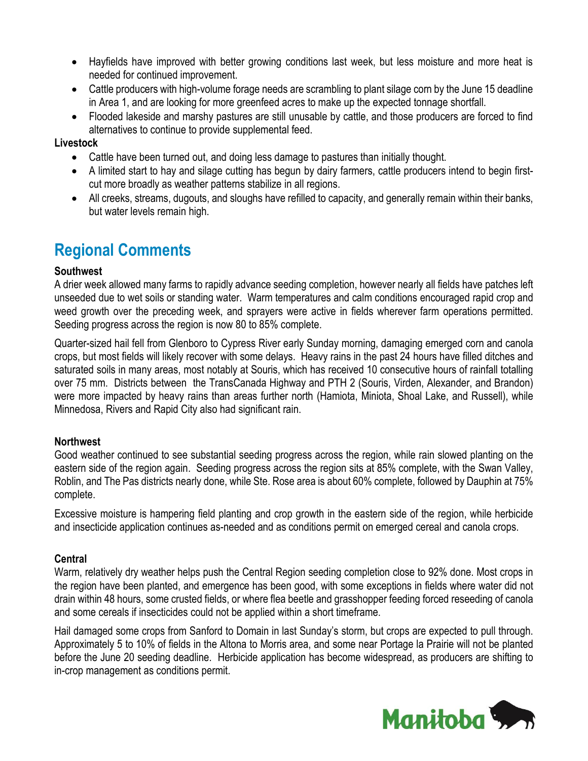- Hayfields have improved with better growing conditions last week, but less moisture and more heat is needed for continued improvement.
- Cattle producers with high-volume forage needs are scrambling to plant silage corn by the June 15 deadline in Area 1, and are looking for more greenfeed acres to make up the expected tonnage shortfall.
- Flooded lakeside and marshy pastures are still unusable by cattle, and those producers are forced to find alternatives to continue to provide supplemental feed.

**Livestock**

- Cattle have been turned out, and doing less damage to pastures than initially thought.
- A limited start to hay and silage cutting has begun by dairy farmers, cattle producers intend to begin first-cut more broadly as weather patterns stabilize in all regions.
- All creeks, streams, dugouts, and sloughs have refilled to capacity, and generally remain within their banks, but water levels remain high.

## Regional Comments

**Southwest**

A drier week allowed many farms to rapidly advance seeding completion, however nearly all fields have patches left unseeded due to wet soils or standing water. Warm temperatures and calm conditions encouraged rapid crop and weed growth over the preceding week, and sprayers were active in fields wherever farm operations permitted. Seeding progress across the region is now 80 to 85% complete.

Quarter-sized hail fell from Glenboro to Cypress River early Sunday morning, damaging emerged corn and canola crops, but most fields will likely recover with some delays. Heavy rains in the past 24 hours have filled ditches and saturated soils in many areas, most notably at Souris, which has received 10 consecutive hours of rainfall totalling over 75 mm. Districts between the TransCanada Highway and PTH 2 (Souris, Virden, Alexander, and Brandon) were more impacted by heavy rains than areas further north (Hamiota, Miniota, Shoal Lake, and Russell), while Minnedosa, Rivers and Rapid City also had significant rain.

**Northwest**

Good weather continued to see substantial seeding progress across the region, while rain slowed planting on the eastern side of the region again. Seeding progress across the region sits at 85% complete, with the Swan Valley, Roblin, and The Pas districts nearly done, while Ste. Rose area is about 60% complete, followed by Dauphin at 75% complete.

Excessive moisture is hampering field planting and crop growth in the eastern side of the region, while herbicide and insecticide application continues as-needed and as conditions permit on emerged cereal and canola crops.

**Central**

Warm, relatively dry weather helps push the Central Region seeding completion close to 92% done. Most crops in the region have been planted, and emergence has been good, with some exceptions in fields where water did not drain within 48 hours, some crusted fields, or where flea beetle and grasshopper feeding forced reseeding of canola and some cereals if insecticides could not be applied within a short timeframe.

Hail damaged some crops from Sanford to Domain in last Sunday's storm, but crops are expected to pull through. Approximately 5 to 10% of fields in the Altona to Morris area, and some near Portage la Prairie will not be planted before the June 20 seeding deadline. Herbicide application has become widespread, as producers are shifting to in-crop management as conditions permit.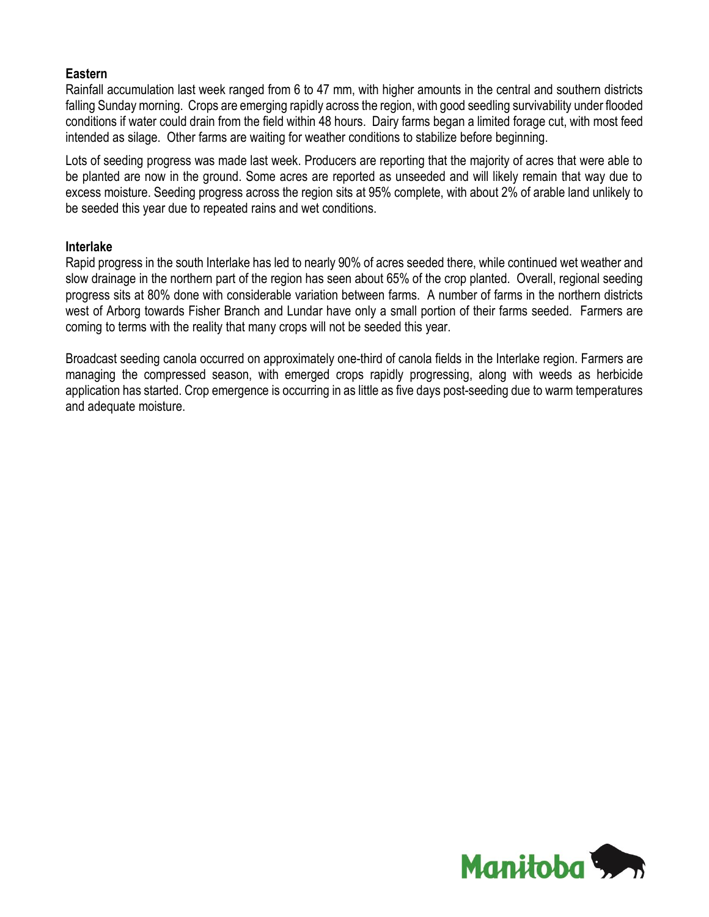**Eastern**

Rainfall accumulation last week ranged from 6 to 47 mm, with higher amounts in the central and southern districts falling Sunday morning. Crops are emerging rapidly across the region, with good seedling survivability under flooded conditions if water could drain from the field within 48 hours. Dairy farms began a limited forage cut, with most feed intended as silage. Other farms are waiting for weather conditions to stabilize before beginning.

Lots of seeding progress was made last week. Producers are reporting that the majority of acres that were able to be planted are now in the ground. Some acres are reported as unseeded and will likely remain that way due to excess moisture. Seeding progress across the region sits at 95% complete, with about 2% of arable land unlikely to be seeded this year due to repeated rains and wet conditions.

**Interlake**

Rapid progress in the south Interlake has led to nearly 90% of acres seeded there, while continued wet weather and slow drainage in the northern part of the region has seen about 65% of the crop planted. Overall, regional seeding progress sits at 80% done with considerable variation between farms. A number of farms in the northern districts west of Arborg towards Fisher Branch and Lundar have only a small portion of their farms seeded. Farmers are coming to terms with the reality that many crops will not be seeded this year.

Broadcast seeding canola occurred on approximately one-third of canola fields in the Interlake region. Farmers are managing the compressed season, with emerged crops rapidly progressing, along with weeds as herbicide application has started. Crop emergence is occurring in as little as five days post-seeding due to warm temperatures and adequate moisture.